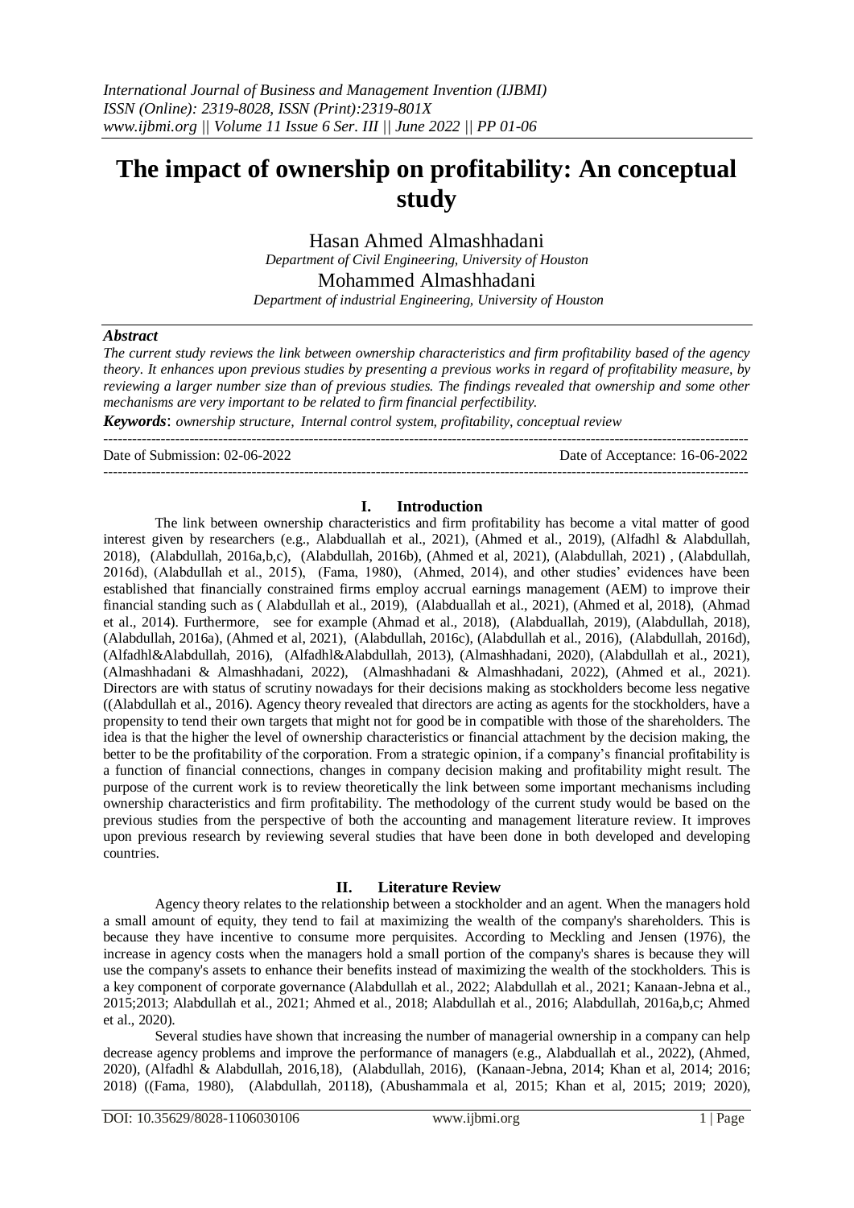# The impact of ownership on profitability: An conceptual study

Hasan Ahmed Almashhadani

*Department of Civil Engineering, University of Houston*

Mohammed Almashhadani

*Department of industrial Engineering, University of Houston*

### *Abstract*

*The current study reviews the link between ownership characteristics and firm profitability based of the agency theory. It enhances upon previous studies by presenting a previous works in regard of profitability measure, by reviewing a larger number size than of previous studies. The findings revealed that ownership and some other mechanisms are very important to be related to firm financial perfectibility.*

***Keywords***: *ownership structure, Internal control system, profitability, conceptual review*

---

Date of Submission: 02-06-2022 Date of Acceptance: 16-06-2022

---

## I. Introduction

The link between ownership characteristics and firm profitability has become a vital matter of good interest given by researchers (e.g., Alabduallah et al., 2021), (Ahmed et al., 2019), (Alfadhl & Alabdullah, 2018), (Alabdullah, 2016a,b,c), (Alabdullah, 2016b), (Ahmed et al, 2021), (Alabdullah, 2021) , (Alabdullah, 2016d), (Alabdullah et al., 2015), (Fama, 1980), (Ahmed, 2014), and other studies' evidences have been established that financially constrained firms employ accrual earnings management (AEM) to improve their financial standing such as ( Alabdullah et al., 2019), (Alabduallah et al., 2021), (Ahmed et al, 2018), (Ahmad et al., 2014). Furthermore, see for example (Ahmad et al., 2018), (Alabduallah, 2019), (Alabdullah, 2018), (Alabdullah, 2016a), (Ahmed et al, 2021), (Alabdullah, 2016c), (Alabdullah et al., 2016), (Alabdullah, 2016d), (Alfadhl&Alabdullah, 2016), (Alfadhl&Alabdullah, 2013), (Almashhadani, 2020), (Alabdullah et al., 2021), (Almashhadani & Almashhadani, 2022), (Almashhadani & Almashhadani, 2022), (Ahmed et al., 2021). Directors are with status of scrutiny nowadays for their decisions making as stockholders become less negative ((Alabdullah et al., 2016). Agency theory revealed that directors are acting as agents for the stockholders, have a propensity to tend their own targets that might not for good be in compatible with those of the shareholders. The idea is that the higher the level of ownership characteristics or financial attachment by the decision making, the better to be the profitability of the corporation. From a strategic opinion, if a company's financial profitability is a function of financial connections, changes in company decision making and profitability might result. The purpose of the current work is to review theoretically the link between some important mechanisms including ownership characteristics and firm profitability. The methodology of the current study would be based on the previous studies from the perspective of both the accounting and management literature review. It improves upon previous research by reviewing several studies that have been done in both developed and developing countries.

## II. Literature Review

Agency theory relates to the relationship between a stockholder and an agent. When the managers hold a small amount of equity, they tend to fail at maximizing the wealth of the company's shareholders. This is because they have incentive to consume more perquisites. According to Meckling and Jensen (1976), the increase in agency costs when the managers hold a small portion of the company's shares is because they will use the company's assets to enhance their benefits instead of maximizing the wealth of the stockholders. This is a key component of corporate governance (Alabdullah et al., 2022; Alabdullah et al., 2021; Kanaan-Jebna et al., 2015;2013; Alabdullah et al., 2021; Ahmed et al., 2018; Alabdullah et al., 2016; Alabdullah, 2016a,b,c; Ahmed et al., 2020).

Several studies have shown that increasing the number of managerial ownership in a company can help decrease agency problems and improve the performance of managers (e.g., Alabduallah et al., 2022), (Ahmed, 2020), (Alfadhl & Alabdullah, 2016,18), (Alabdullah, 2016), (Kanaan-Jebna, 2014; Khan et al, 2014; 2016; 2018) ((Fama, 1980), (Alabdullah, 20118), (Abushammala et al, 2015; Khan et al, 2015; 2019; 2020),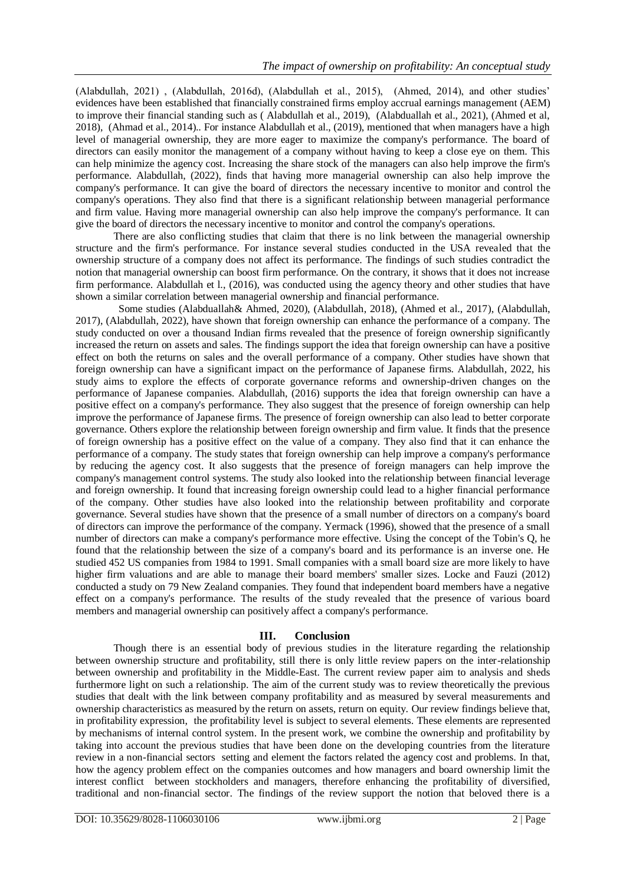(Alabdullah, 2021) , (Alabdullah, 2016d), (Alabdullah et al., 2015), (Ahmed, 2014), and other studies' evidences have been established that financially constrained firms employ accrual earnings management (AEM) to improve their financial standing such as ( Alabdullah et al., 2019), (Alabduallah et al., 2021), (Ahmed et al, 2018), (Ahmad et al., 2014).. For instance Alabdullah et al., (2019), mentioned that when managers have a high level of managerial ownership, they are more eager to maximize the company's performance. The board of directors can easily monitor the management of a company without having to keep a close eye on them. This can help minimize the agency cost. Increasing the share stock of the managers can also help improve the firm's performance. Alabdullah, (2022), finds that having more managerial ownership can also help improve the company's performance. It can give the board of directors the necessary incentive to monitor and control the company's operations. They also find that there is a significant relationship between managerial performance and firm value. Having more managerial ownership can also help improve the company's performance. It can give the board of directors the necessary incentive to monitor and control the company's operations.

There are also conflicting studies that claim that there is no link between the managerial ownership structure and the firm's performance. For instance several studies conducted in the USA revealed that the ownership structure of a company does not affect its performance. The findings of such studies contradict the notion that managerial ownership can boost firm performance. On the contrary, it shows that it does not increase firm performance. Alabdullah et l., (2016), was conducted using the agency theory and other studies that have shown a similar correlation between managerial ownership and financial performance.

Some studies (Alabduallah& Ahmed, 2020), (Alabdullah, 2018), (Ahmed et al., 2017), (Alabdullah, 2017), (Alabdullah, 2022), have shown that foreign ownership can enhance the performance of a company. The study conducted on over a thousand Indian firms revealed that the presence of foreign ownership significantly increased the return on assets and sales. The findings support the idea that foreign ownership can have a positive effect on both the returns on sales and the overall performance of a company. Other studies have shown that foreign ownership can have a significant impact on the performance of Japanese firms. Alabdullah, 2022, his study aims to explore the effects of corporate governance reforms and ownership-driven changes on the performance of Japanese companies. Alabdullah, (2016) supports the idea that foreign ownership can have a positive effect on a company's performance. They also suggest that the presence of foreign ownership can help improve the performance of Japanese firms. The presence of foreign ownership can also lead to better corporate governance. Others explore the relationship between foreign ownership and firm value. It finds that the presence of foreign ownership has a positive effect on the value of a company. They also find that it can enhance the performance of a company. The study states that foreign ownership can help improve a company's performance by reducing the agency cost. It also suggests that the presence of foreign managers can help improve the company's management control systems. The study also looked into the relationship between financial leverage and foreign ownership. It found that increasing foreign ownership could lead to a higher financial performance of the company. Other studies have also looked into the relationship between profitability and corporate governance. Several studies have shown that the presence of a small number of directors on a company's board of directors can improve the performance of the company. Yermack (1996), showed that the presence of a small number of directors can make a company's performance more effective. Using the concept of the Tobin's Q, he found that the relationship between the size of a company's board and its performance is an inverse one. He studied 452 US companies from 1984 to 1991. Small companies with a small board size are more likely to have higher firm valuations and are able to manage their board members' smaller sizes. Locke and Fauzi (2012) conducted a study on 79 New Zealand companies. They found that independent board members have a negative effect on a company's performance. The results of the study revealed that the presence of various board members and managerial ownership can positively affect a company's performance.

## III. Conclusion

Though there is an essential body of previous studies in the literature regarding the relationship between ownership structure and profitability, still there is only little review papers on the inter-relationship between ownership and profitability in the Middle-East. The current review paper aim to analysis and sheds furthermore light on such a relationship. The aim of the current study was to review theoretically the previous studies that dealt with the link between company profitability and as measured by several measurements and ownership characteristics as measured by the return on assets, return on equity. Our review findings believe that, in profitability expression, the profitability level is subject to several elements. These elements are represented by mechanisms of internal control system. In the present work, we combine the ownership and profitability by taking into account the previous studies that have been done on the developing countries from the literature review in a non-financial sectors setting and element the factors related the agency cost and problems. In that, how the agency problem effect on the companies outcomes and how managers and board ownership limit the interest conflict between stockholders and managers, therefore enhancing the profitability of diversified, traditional and non-financial sector. The findings of the review support the notion that beloved there is a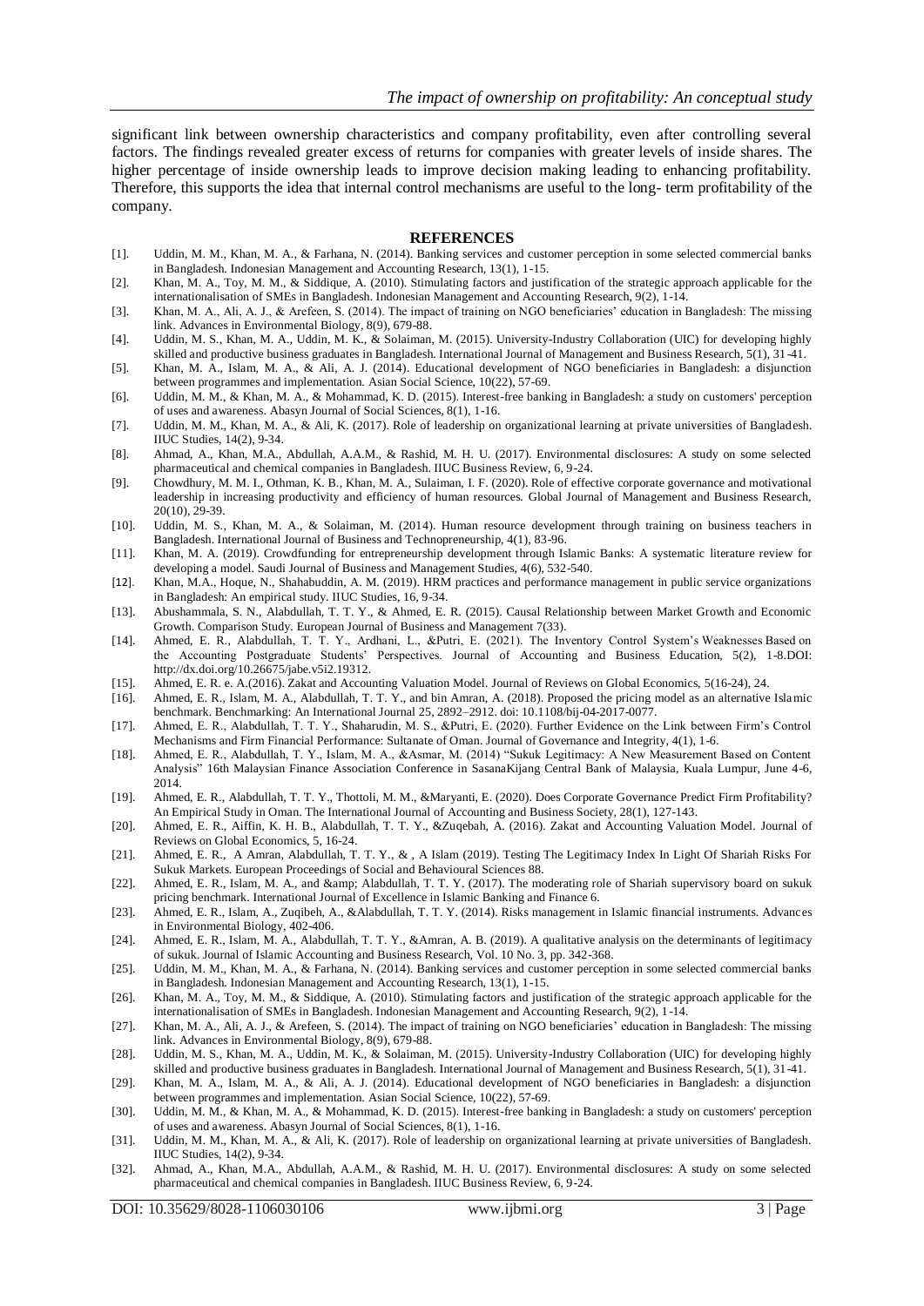significant link between ownership characteristics and company profitability, even after controlling several factors. The findings revealed greater excess of returns for companies with greater levels of inside shares. The higher percentage of inside ownership leads to improve decision making leading to enhancing profitability. Therefore, this supports the idea that internal control mechanisms are useful to the long- term profitability of the company.

## REFERENCES

[1]. Uddin, M. M., Khan, M. A., & Farhana, N. (2014). Banking services and customer perception in some selected commercial banks in Bangladesh. Indonesian Management and Accounting Research, 13(1), 1-15.

[2]. Khan, M. A., Toy, M. M., & Siddique, A. (2010). Stimulating factors and justification of the strategic approach applicable for the internationalisation of SMEs in Bangladesh. Indonesian Management and Accounting Research, 9(2), 1-14.

[3]. Khan, M. A., Ali, A. J., & Arefeen, S. (2014). The impact of training on NGO beneficiaries' education in Bangladesh: The missing link. Advances in Environmental Biology, 8(9), 679-88.

[4]. Uddin, M. S., Khan, M. A., Uddin, M. K., & Solaiman, M. (2015). University-Industry Collaboration (UIC) for developing highly skilled and productive business graduates in Bangladesh. International Journal of Management and Business Research, 5(1), 31-41.

[5]. Khan, M. A., Islam, M. A., & Ali, A. J. (2014). Educational development of NGO beneficiaries in Bangladesh: a disjunction between programmes and implementation. Asian Social Science, 10(22), 57-69.

[6]. Uddin, M. M., & Khan, M. A., & Mohammad, K. D. (2015). Interest-free banking in Bangladesh: a study on customers' perception of uses and awareness. Abasyn Journal of Social Sciences, 8(1), 1-16.

[7]. Uddin, M. M., Khan, M. A., & Ali, K. (2017). Role of leadership on organizational learning at private universities of Bangladesh. IIUC Studies, 14(2), 9-34.

[8]. Ahmad, A., Khan, M.A., Abdullah, A.A.M., & Rashid, M. H. U. (2017). Environmental disclosures: A study on some selected pharmaceutical and chemical companies in Bangladesh. IIUC Business Review, 6, 9-24.

[9]. Chowdhury, M. M. I., Othman, K. B., Khan, M. A., Sulaiman, I. F. (2020). Role of effective corporate governance and motivational leadership in increasing productivity and efficiency of human resources. Global Journal of Management and Business Research, 20(10), 29-39.

[10]. Uddin, M. S., Khan, M. A., & Solaiman, M. (2014). Human resource development through training on business teachers in Bangladesh. International Journal of Business and Technopreneurship, 4(1), 83-96.

[11]. Khan, M. A. (2019). Crowdfunding for entrepreneurship development through Islamic Banks: A systematic literature review for developing a model. Saudi Journal of Business and Management Studies, 4(6), 532-540.

[12]. Khan, M.A., Hoque, N., Shahabuddin, A. M. (2019). HRM practices and performance management in public service organizations in Bangladesh: An empirical study. IIUC Studies, 16, 9-34.

[13]. Abushammala, S. N., Alabdullah, T. T. Y., & Ahmed, E. R. (2015). Causal Relationship between Market Growth and Economic Growth. Comparison Study. European Journal of Business and Management 7(33).

[14]. Ahmed, E. R., Alabdullah, T. T. Y., Ardhani, L., &Putri, E. (2021). The Inventory Control System's Weaknesses Based on the Accounting Postgraduate Students' Perspectives. Journal of Accounting and Business Education, 5(2), 1-8.DOI: http://dx.doi.org/10.26675/jabe.v5i2.19312.

[15]. Ahmed, E. R. e. A.(2016). Zakat and Accounting Valuation Model. Journal of Reviews on Global Economics, 5(16-24), 24.

[16]. Ahmed, E. R., Islam, M. A., Alabdullah, T. T. Y., and bin Amran, A. (2018). Proposed the pricing model as an alternative Islamic benchmark. Benchmarking: An International Journal 25, 2892–2912. doi: 10.1108/bij-04-2017-0077.

[17]. Ahmed, E. R., Alabdullah, T. T. Y., Shaharudin, M. S., &Putri, E. (2020). Further Evidence on the Link between Firm's Control Mechanisms and Firm Financial Performance: Sultanate of Oman. Journal of Governance and Integrity, 4(1), 1-6.

[18]. Ahmed, E. R., Alabdullah, T. Y., Islam, M. A., &Asmar, M. (2014) "Sukuk Legitimacy: A New Measurement Based on Content Analysis" 16th Malaysian Finance Association Conference in SasanaKijang Central Bank of Malaysia, Kuala Lumpur, June 4-6, 2014.

[19]. Ahmed, E. R., Alabdullah, T. T. Y., Thottoli, M. M., &Maryanti, E. (2020). Does Corporate Governance Predict Firm Profitability? An Empirical Study in Oman. The International Journal of Accounting and Business Society, 28(1), 127-143.

[20]. Ahmed, E. R., Aiffin, K. H. B., Alabdullah, T. T. Y., &Zuqebah, A. (2016). Zakat and Accounting Valuation Model. Journal of Reviews on Global Economics, 5, 16-24.

[21]. Ahmed, E. R., A Amran, Alabdullah, T. T. Y., & , A Islam (2019). Testing The Legitimacy Index In Light Of Shariah Risks For Sukuk Markets. European Proceedings of Social and Behavioural Sciences 88.

[22]. Ahmed, E. R., Islam, M. A., and &amp; Alabdullah, T. T. Y. (2017). The moderating role of Shariah supervisory board on sukuk pricing benchmark. International Journal of Excellence in Islamic Banking and Finance 6.

[23]. Ahmed, E. R., Islam, A., Zuqibeh, A., &Alabdullah, T. T. Y. (2014). Risks management in Islamic financial instruments. Advances in Environmental Biology, 402-406.

[24]. Ahmed, E. R., Islam, M. A., Alabdullah, T. T. Y., &Amran, A. B. (2019). A qualitative analysis on the determinants of legitimacy of sukuk. Journal of Islamic Accounting and Business Research, Vol. 10 No. 3, pp. 342-368.

[25]. Uddin, M. M., Khan, M. A., & Farhana, N. (2014). Banking services and customer perception in some selected commercial banks in Bangladesh. Indonesian Management and Accounting Research, 13(1), 1-15.

[26]. Khan, M. A., Toy, M. M., & Siddique, A. (2010). Stimulating factors and justification of the strategic approach applicable for the internationalisation of SMEs in Bangladesh. Indonesian Management and Accounting Research, 9(2), 1-14.

[27]. Khan, M. A., Ali, A. J., & Arefeen, S. (2014). The impact of training on NGO beneficiaries' education in Bangladesh: The missing link. Advances in Environmental Biology, 8(9), 679-88.

[28]. Uddin, M. S., Khan, M. A., Uddin, M. K., & Solaiman, M. (2015). University-Industry Collaboration (UIC) for developing highly skilled and productive business graduates in Bangladesh. International Journal of Management and Business Research, 5(1), 31-41.

[29]. Khan, M. A., Islam, M. A., & Ali, A. J. (2014). Educational development of NGO beneficiaries in Bangladesh: a disjunction between programmes and implementation. Asian Social Science, 10(22), 57-69.

[30]. Uddin, M. M., & Khan, M. A., & Mohammad, K. D. (2015). Interest-free banking in Bangladesh: a study on customers' perception of uses and awareness. Abasyn Journal of Social Sciences, 8(1), 1-16.

[31]. Uddin, M. M., Khan, M. A., & Ali, K. (2017). Role of leadership on organizational learning at private universities of Bangladesh. IIUC Studies, 14(2), 9-34.

[32]. Ahmad, A., Khan, M.A., Abdullah, A.A.M., & Rashid, M. H. U. (2017). Environmental disclosures: A study on some selected pharmaceutical and chemical companies in Bangladesh. IIUC Business Review, 6, 9-24.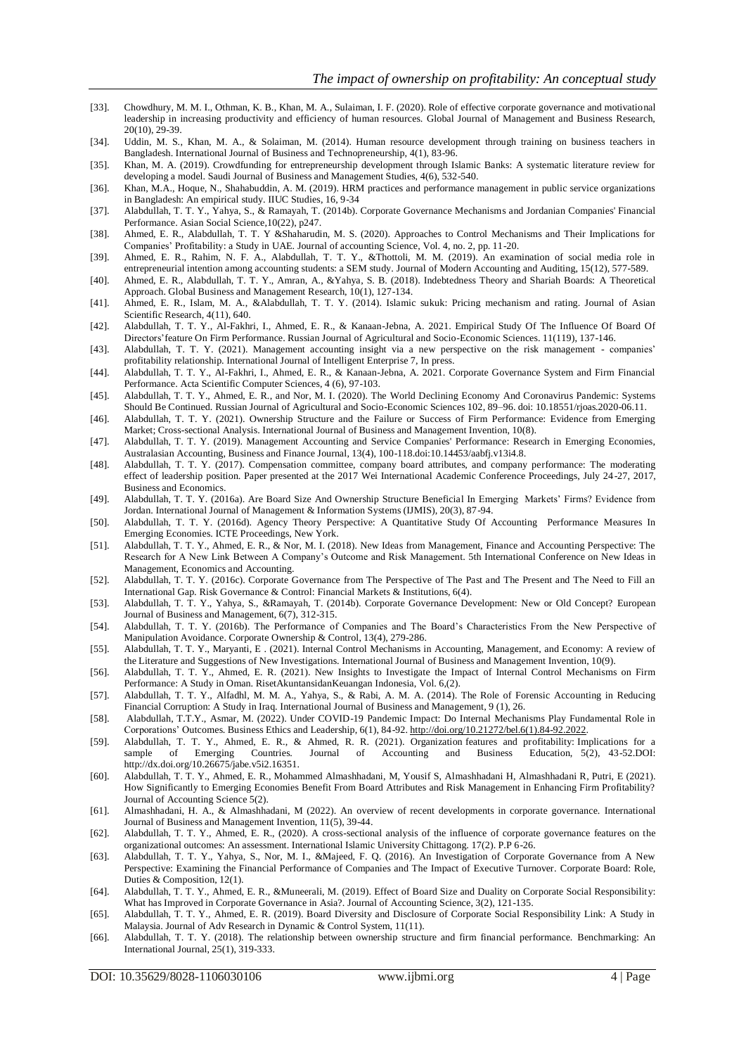[33]. Chowdhury, M. M. I., Othman, K. B., Khan, M. A., Sulaiman, I. F. (2020). Role of effective corporate governance and motivational leadership in increasing productivity and efficiency of human resources. Global Journal of Management and Business Research, 20(10), 29-39.

[34]. Uddin, M. S., Khan, M. A., & Solaiman, M. (2014). Human resource development through training on business teachers in Bangladesh. International Journal of Business and Technopreneurship, 4(1), 83-96.

[35]. Khan, M. A. (2019). Crowdfunding for entrepreneurship development through Islamic Banks: A systematic literature review for developing a model. Saudi Journal of Business and Management Studies, 4(6), 532-540.

[36]. Khan, M.A., Hoque, N., Shahabuddin, A. M. (2019). HRM practices and performance management in public service organizations in Bangladesh: An empirical study. IIUC Studies, 16, 9-34

[37]. Alabdullah, T. T. Y., Yahya, S., & Ramayah, T. (2014b). Corporate Governance Mechanisms and Jordanian Companies' Financial Performance. Asian Social Science,10(22), p247.

[38]. Ahmed, E. R., Alabdullah, T. T. Y &Shaharudin, M. S. (2020). Approaches to Control Mechanisms and Their Implications for Companies' Profitability: a Study in UAE. Journal of accounting Science, Vol. 4, no. 2, pp. 11-20.

[39]. Ahmed, E. R., Rahim, N. F. A., Alabdullah, T. T. Y., &Thottoli, M. M. (2019). An examination of social media role in entrepreneurial intention among accounting students: a SEM study. Journal of Modern Accounting and Auditing, 15(12), 577-589.

[40]. Ahmed, E. R., Alabdullah, T. T. Y., Amran, A., &Yahya, S. B. (2018). Indebtedness Theory and Shariah Boards: A Theoretical Approach. Global Business and Management Research, 10(1), 127-134.

[41]. Ahmed, E. R., Islam, M. A., &Alabdullah, T. T. Y. (2014). Islamic sukuk: Pricing mechanism and rating. Journal of Asian Scientific Research, 4(11), 640.

[42]. Alabdullah, T. T. Y., Al-Fakhri, I., Ahmed, E. R., & Kanaan-Jebna, A. 2021. Empirical Study Of The Influence Of Board Of Directors'feature On Firm Performance. Russian Journal of Agricultural and Socio-Economic Sciences. 11(119), 137-146.

[43]. Alabdullah, T. T. Y. (2021). Management accounting insight via a new perspective on the risk management - companies' profitability relationship. International Journal of Intelligent Enterprise 7, In press.

[44]. Alabdullah, T. T. Y., Al-Fakhri, I., Ahmed, E. R., & Kanaan-Jebna, A. 2021. Corporate Governance System and Firm Financial Performance. Acta Scientific Computer Sciences, 4 (6), 97-103.

[45]. Alabdullah, T. T. Y., Ahmed, E. R., and Nor, M. I. (2020). The World Declining Economy And Coronavirus Pandemic: Systems Should Be Continued. Russian Journal of Agricultural and Socio-Economic Sciences 102, 89–96. doi: 10.18551/rjoas.2020-06.11.

[46]. Alabdullah, T. T. Y. (2021). Ownership Structure and the Failure or Success of Firm Performance: Evidence from Emerging Market; Cross-sectional Analysis. International Journal of Business and Management Invention, 10(8).

[47]. Alabdullah, T. T. Y. (2019). Management Accounting and Service Companies' Performance: Research in Emerging Economies, Australasian Accounting, Business and Finance Journal, 13(4), 100-118.doi:10.14453/aabfj.v13i4.8.

[48]. Alabdullah, T. T. Y. (2017). Compensation committee, company board attributes, and company performance: The moderating effect of leadership position. Paper presented at the 2017 Wei International Academic Conference Proceedings, July 24-27, 2017, Business and Economics.

[49]. Alabdullah, T. T. Y. (2016a). Are Board Size And Ownership Structure Beneficial In Emerging Markets' Firms? Evidence from Jordan. International Journal of Management & Information Systems (IJMIS), 20(3), 87-94.

[50]. Alabdullah, T. T. Y. (2016d). Agency Theory Perspective: A Quantitative Study Of Accounting Performance Measures In Emerging Economies. ICTE Proceedings, New York.

[51]. Alabdullah, T. T. Y., Ahmed, E. R., & Nor, M. I. (2018). New Ideas from Management, Finance and Accounting Perspective: The Research for A New Link Between A Company's Outcome and Risk Management. 5th International Conference on New Ideas in Management, Economics and Accounting.

[52]. Alabdullah, T. T. Y. (2016c). Corporate Governance from The Perspective of The Past and The Present and The Need to Fill an International Gap. Risk Governance & Control: Financial Markets & Institutions, 6(4).

[53]. Alabdullah, T. T. Y., Yahya, S., &Ramayah, T. (2014b). Corporate Governance Development: New or Old Concept? European Journal of Business and Management, 6(7), 312-315.

[54]. Alabdullah, T. T. Y. (2016b). The Performance of Companies and The Board's Characteristics From the New Perspective of Manipulation Avoidance. Corporate Ownership & Control, 13(4), 279-286.

[55]. Alabdullah, T. T. Y., Maryanti, E . (2021). Internal Control Mechanisms in Accounting, Management, and Economy: A review of the Literature and Suggestions of New Investigations. International Journal of Business and Management Invention, 10(9).

[56]. Alabdullah, T. T. Y., Ahmed, E. R. (2021). New Insights to Investigate the Impact of Internal Control Mechanisms on Firm Performance: A Study in Oman. RisetAkuntansidanKeuangan Indonesia, Vol. 6,(2).

[57]. Alabdullah, T. T. Y., Alfadhl, M. M. A., Yahya, S., & Rabi, A. M. A. (2014). The Role of Forensic Accounting in Reducing Financial Corruption: A Study in Iraq. International Journal of Business and Management, 9 (1), 26.

[58]. Alabdullah, T.T.Y., Asmar, M. (2022). Under COVID-19 Pandemic Impact: Do Internal Mechanisms Play Fundamental Role in Corporations' Outcomes. Business Ethics and Leadership, 6(1), 84-92. http://doi.org/10.21272/bel.6(1).84-92.2022.

[59]. Alabdullah, T. T. Y., Ahmed, E. R., & Ahmed, R. R. (2021). Organization features and profitability: Implications for a sample of Emerging Countries. Journal of Accounting and Business Education, 5(2), 43-52.DOI: http://dx.doi.org/10.26675/jabe.v5i2.16351.

[60]. Alabdullah, T. T. Y., Ahmed, E. R., Mohammed Almashhadani, M, Yousif S, Almashhadani H, Almashhadani R, Putri, E (2021). How Significantly to Emerging Economies Benefit From Board Attributes and Risk Management in Enhancing Firm Profitability? Journal of Accounting Science 5(2).

[61]. Almashhadani, H. A., & Almashhadani, M (2022). An overview of recent developments in corporate governance. International Journal of Business and Management Invention, 11(5), 39-44.

[62]. Alabdullah, T. T. Y., Ahmed, E. R., (2020). A cross-sectional analysis of the influence of corporate governance features on the organizational outcomes: An assessment. International Islamic University Chittagong. 17(2). P.P 6-26.

[63]. Alabdullah, T. T. Y., Yahya, S., Nor, M. I., &Majeed, F. Q. (2016). An Investigation of Corporate Governance from A New Perspective: Examining the Financial Performance of Companies and The Impact of Executive Turnover. Corporate Board: Role, Duties & Composition, 12(1).

[64]. Alabdullah, T. T. Y., Ahmed, E. R., &Muneerali, M. (2019). Effect of Board Size and Duality on Corporate Social Responsibility: What has Improved in Corporate Governance in Asia?. Journal of Accounting Science, 3(2), 121-135.

[65]. Alabdullah, T. T. Y., Ahmed, E. R. (2019). Board Diversity and Disclosure of Corporate Social Responsibility Link: A Study in Malaysia. Journal of Adv Research in Dynamic & Control System, 11(11).

[66]. Alabdullah, T. T. Y. (2018). The relationship between ownership structure and firm financial performance. Benchmarking: An International Journal, 25(1), 319-333.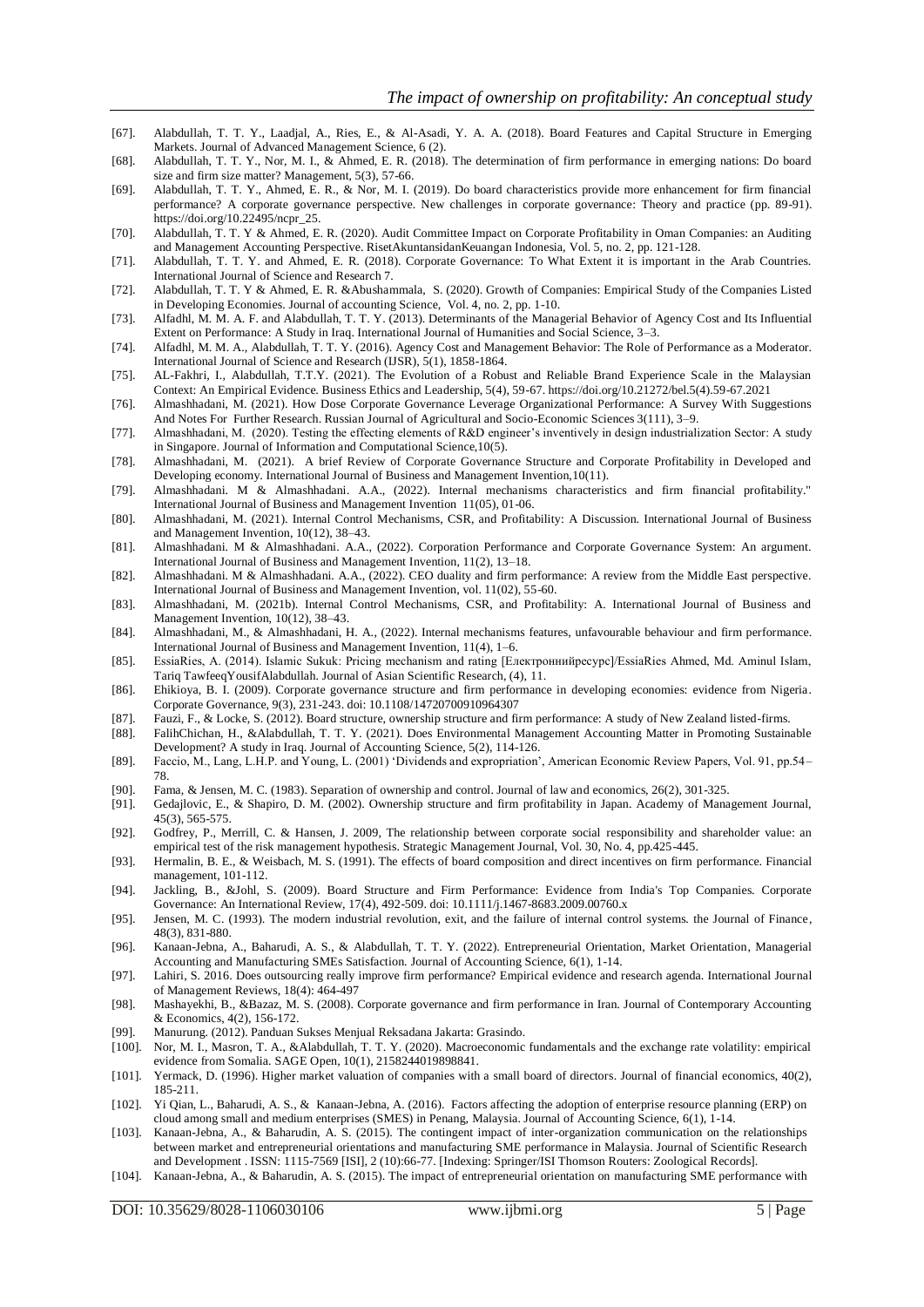[67]. Alabdullah, T. T. Y., Laadjal, A., Ries, E., & Al-Asadi, Y. A. A. (2018). Board Features and Capital Structure in Emerging Markets. Journal of Advanced Management Science, 6 (2).

[68]. Alabdullah, T. T. Y., Nor, M. I., & Ahmed, E. R. (2018). The determination of firm performance in emerging nations: Do board size and firm size matter? Management, 5(3), 57-66.

[69]. Alabdullah, T. T. Y., Ahmed, E. R., & Nor, M. I. (2019). Do board characteristics provide more enhancement for firm financial performance? A corporate governance perspective. New challenges in corporate governance: Theory and practice (pp. 89-91). https://doi.org/10.22495/ncpr_25.

[70]. Alabdullah, T. T. Y & Ahmed, E. R. (2020). Audit Committee Impact on Corporate Profitability in Oman Companies: an Auditing and Management Accounting Perspective. RisetAkuntansidanKeuangan Indonesia, Vol. 5, no. 2, pp. 121-128.

[71]. Alabdullah, T. T. Y. and Ahmed, E. R. (2018). Corporate Governance: To What Extent it is important in the Arab Countries. International Journal of Science and Research 7.

[72]. Alabdullah, T. T. Y & Ahmed, E. R. &Abushammala, S. (2020). Growth of Companies: Empirical Study of the Companies Listed in Developing Economies. Journal of accounting Science, Vol. 4, no. 2, pp. 1-10.

[73]. Alfadhl, M. M. A. F. and Alabdullah, T. T. Y. (2013). Determinants of the Managerial Behavior of Agency Cost and Its Influential Extent on Performance: A Study in Iraq. International Journal of Humanities and Social Science, 3–3.

[74]. Alfadhl, M. M. A., Alabdullah, T. T. Y. (2016). Agency Cost and Management Behavior: The Role of Performance as a Moderator. International Journal of Science and Research (IJSR), 5(1), 1858-1864.

[75]. AL-Fakhri, I., Alabdullah, T.T.Y. (2021). The Evolution of a Robust and Reliable Brand Experience Scale in the Malaysian Context: An Empirical Evidence. Business Ethics and Leadership, 5(4), 59-67. https://doi.org/10.21272/bel.5(4).59-67.2021

[76]. Almashhadani, M. (2021). How Dose Corporate Governance Leverage Organizational Performance: A Survey With Suggestions And Notes For Further Research. Russian Journal of Agricultural and Socio-Economic Sciences 3(111), 3–9.

[77]. Almashhadani, M. (2020). Testing the effecting elements of R&D engineer's inventively in design industrialization Sector: A study in Singapore. Journal of Information and Computational Science,10(5).

[78]. Almashhadani, M. (2021). A brief Review of Corporate Governance Structure and Corporate Profitability in Developed and Developing economy. International Journal of Business and Management Invention,10(11).

[79]. Almashhadani. M & Almashhadani. A.A., (2022). Internal mechanisms characteristics and firm financial profitability." International Journal of Business and Management Invention 11(05), 01-06.

[80]. Almashhadani, M. (2021). Internal Control Mechanisms, CSR, and Profitability: A Discussion. International Journal of Business and Management Invention, 10(12), 38–43.

[81]. Almashhadani. M & Almashhadani. A.A., (2022). Corporation Performance and Corporate Governance System: An argument. International Journal of Business and Management Invention, 11(2), 13–18.

[82]. Almashhadani. M & Almashhadani. A.A., (2022). CEO duality and firm performance: A review from the Middle East perspective. International Journal of Business and Management Invention, vol. 11(02), 55-60.

[83]. Almashhadani, M. (2021b). Internal Control Mechanisms, CSR, and Profitability: A. International Journal of Business and Management Invention, 10(12), 38–43.

[84]. Almashhadani, M., & Almashhadani, H. A., (2022). Internal mechanisms features, unfavourable behaviour and firm performance. International Journal of Business and Management Invention, 11(4), 1–6.

[85]. EssiaRies, A. (2014). Islamic Sukuk: Pricing mechanism and rating [Електроннийресурс]/EssiaRies Ahmed, Md. Aminul Islam, Tariq TawfeeqYousifAlabdullah. Journal of Asian Scientific Research, (4), 11.

[86]. Ehikioya, B. I. (2009). Corporate governance structure and firm performance in developing economies: evidence from Nigeria. Corporate Governance, 9(3), 231-243. doi: 10.1108/14720700910964307

[87]. Fauzi, F., & Locke, S. (2012). Board structure, ownership structure and firm performance: A study of New Zealand listed-firms.

[88]. FalihChichan, H., &Alabdullah, T. T. Y. (2021). Does Environmental Management Accounting Matter in Promoting Sustainable Development? A study in Iraq. Journal of Accounting Science, 5(2), 114-126.

[89]. Faccio, M., Lang, L.H.P. and Young, L. (2001) 'Dividends and expropriation', American Economic Review Papers, Vol. 91, pp.54–78.

[90]. Fama, & Jensen, M. C. (1983). Separation of ownership and control. Journal of law and economics, 26(2), 301-325.

[91]. Gedajlovic, E., & Shapiro, D. M. (2002). Ownership structure and firm profitability in Japan. Academy of Management Journal, 45(3), 565-575.

[92]. Godfrey, P., Merrill, C. & Hansen, J. 2009, The relationship between corporate social responsibility and shareholder value: an empirical test of the risk management hypothesis. Strategic Management Journal, Vol. 30, No. 4, pp.425-445.

[93]. Hermalin, B. E., & Weisbach, M. S. (1991). The effects of board composition and direct incentives on firm performance. Financial management, 101-112.

[94]. Jackling, B., &Johl, S. (2009). Board Structure and Firm Performance: Evidence from India's Top Companies. Corporate Governance: An International Review, 17(4), 492-509. doi: 10.1111/j.1467-8683.2009.00760.x

[95]. Jensen, M. C. (1993). The modern industrial revolution, exit, and the failure of internal control systems. the Journal of Finance, 48(3), 831-880.

[96]. Kanaan-Jebna, A., Baharudi, A. S., & Alabdullah, T. T. Y. (2022). Entrepreneurial Orientation, Market Orientation, Managerial Accounting and Manufacturing SMEs Satisfaction. Journal of Accounting Science, 6(1), 1-14.

[97]. Lahiri, S. 2016. Does outsourcing really improve firm performance? Empirical evidence and research agenda. International Journal of Management Reviews, 18(4): 464-497

[98]. Mashayekhi, B., &Bazaz, M. S. (2008). Corporate governance and firm performance in Iran. Journal of Contemporary Accounting & Economics, 4(2), 156-172.

[99]. Manurung. (2012). Panduan Sukses Menjual Reksadana Jakarta: Grasindo.

[100]. Nor, M. I., Masron, T. A., &Alabdullah, T. T. Y. (2020). Macroeconomic fundamentals and the exchange rate volatility: empirical evidence from Somalia. SAGE Open, 10(1), 2158244019898841.

[101]. Yermack, D. (1996). Higher market valuation of companies with a small board of directors. Journal of financial economics, 40(2), 185-211.

[102]. Yi Qian, L., Baharudi, A. S., & Kanaan-Jebna, A. (2016). Factors affecting the adoption of enterprise resource planning (ERP) on cloud among small and medium enterprises (SMES) in Penang, Malaysia. Journal of Accounting Science, 6(1), 1-14.

[103]. Kanaan-Jebna, A., & Baharudin, A. S. (2015). The contingent impact of inter-organization communication on the relationships between market and entrepreneurial orientations and manufacturing SME performance in Malaysia. Journal of Scientific Research and Development . ISSN: 1115-7569 [ISI], 2 (10):66-77. [Indexing: Springer/ISI Thomson Routers: Zoological Records].

[104]. Kanaan-Jebna, A., & Baharudin, A. S. (2015). The impact of entrepreneurial orientation on manufacturing SME performance with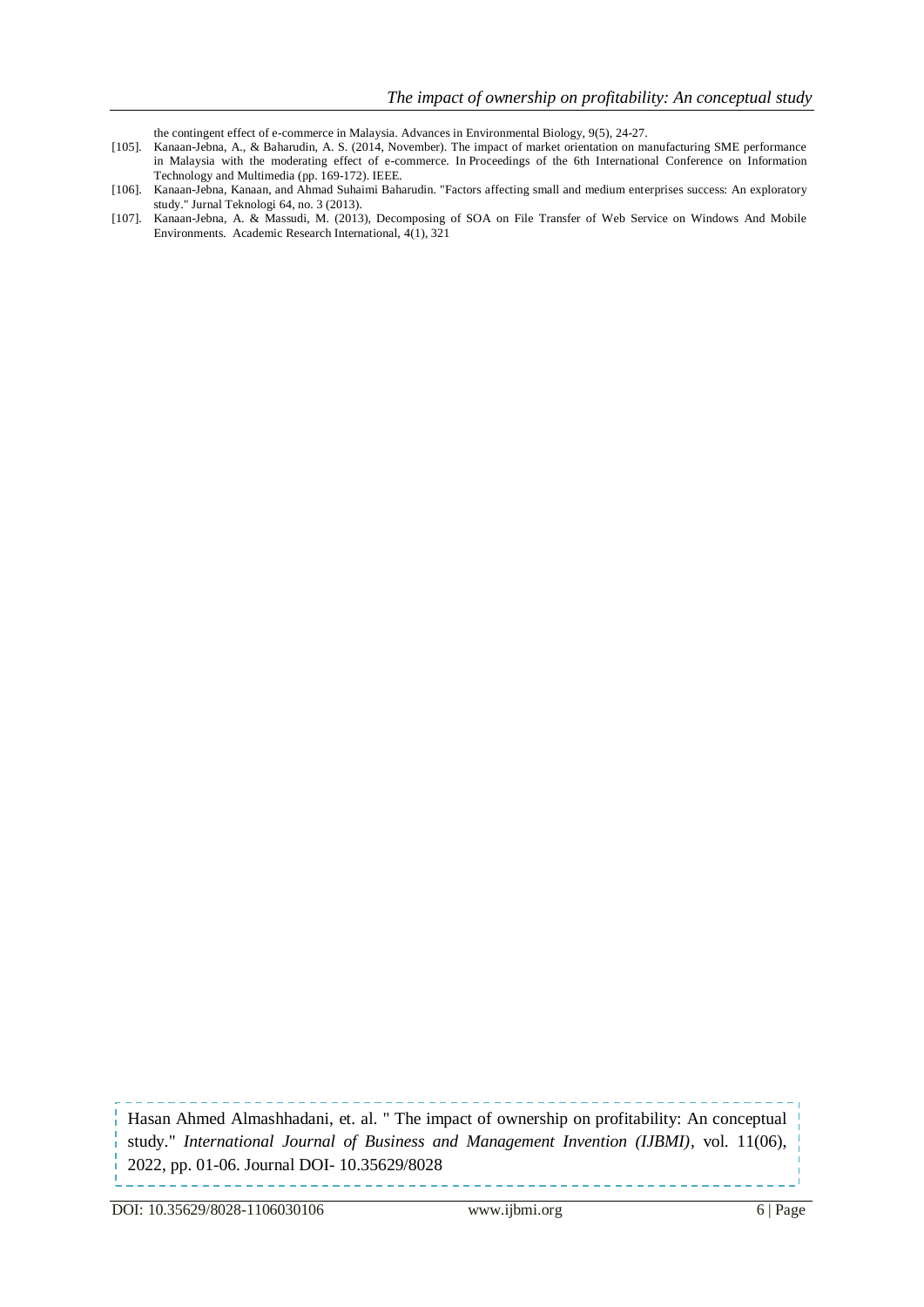the contingent effect of e-commerce in Malaysia. Advances in Environmental Biology, 9(5), 24-27.

[105]. Kanaan-Jebna, A., & Baharudin, A. S. (2014, November). The impact of market orientation on manufacturing SME performance in Malaysia with the moderating effect of e-commerce. In Proceedings of the 6th International Conference on Information Technology and Multimedia (pp. 169-172). IEEE.

[106]. Kanaan-Jebna, Kanaan, and Ahmad Suhaimi Baharudin. "Factors affecting small and medium enterprises success: An exploratory study." Jurnal Teknologi 64, no. 3 (2013).

[107]. Kanaan-Jebna, A. & Massudi, M. (2013), Decomposing of SOA on File Transfer of Web Service on Windows And Mobile Environments. Academic Research International, 4(1), 321

Hasan Ahmed Almashhadani, et. al. " The impact of ownership on profitability: An conceptual study." *International Journal of Business and Management Invention (IJBMI)*, vol. 11(06), 2022, pp. 01-06. Journal DOI- 10.35629/8028